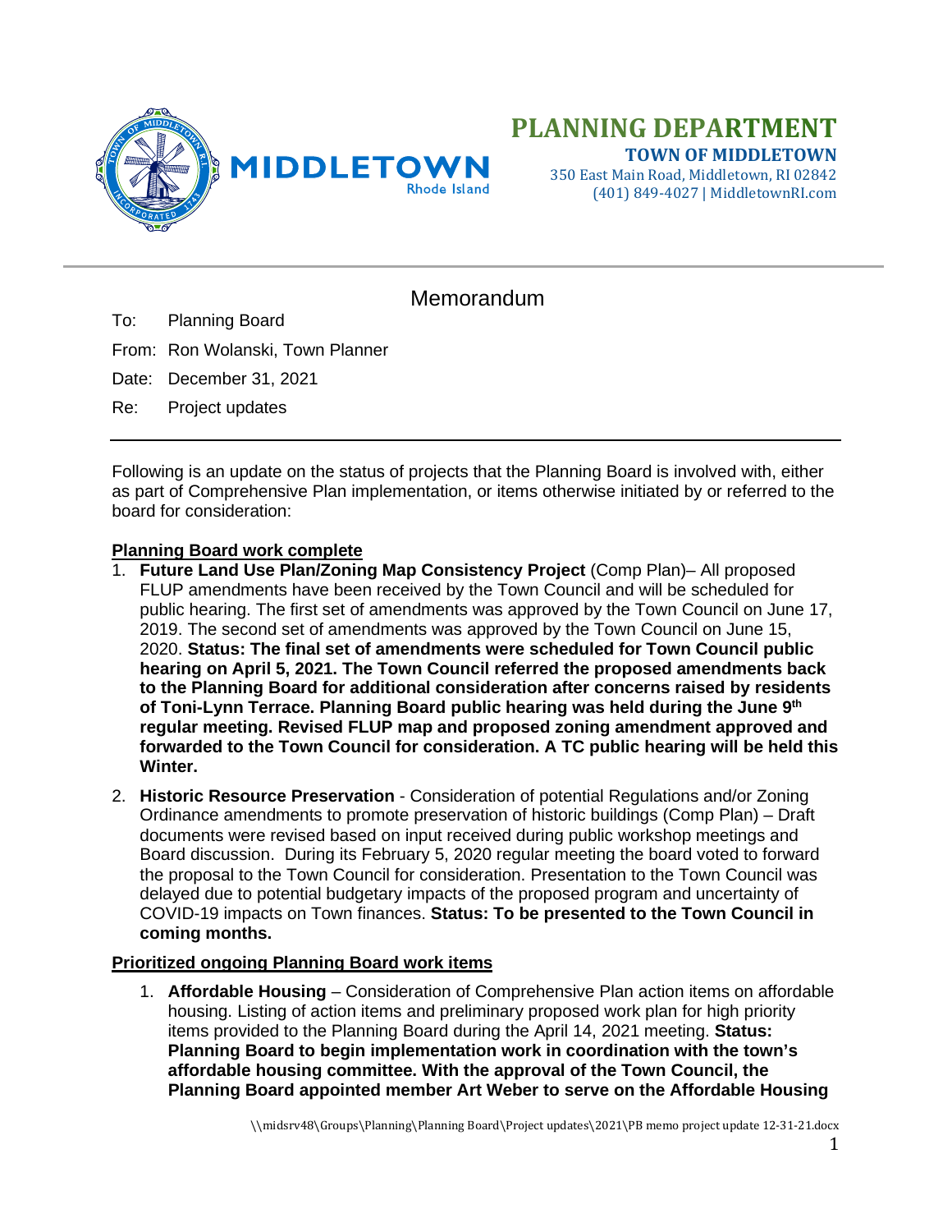# PLANNING DEPARTMENT

**TOWN OF MIDDLETOWN**

350 East Main Road, Middletown, RI 02842
(401) 849-4027 | MiddletownRI.com

---

## Memorandum

To: Planning Board

From: Ron Wolanski, Town Planner

Date: December 31, 2021

Re: Project updates

---

Following is an update on the status of projects that the Planning Board is involved with, either as part of Comprehensive Plan implementation, or items otherwise initiated by or referred to the board for consideration:

### Planning Board work complete

1. **Future Land Use Plan/Zoning Map Consistency Project** (Comp Plan)– All proposed FLUP amendments have been received by the Town Council and will be scheduled for public hearing. The first set of amendments was approved by the Town Council on June 17, 2019. The second set of amendments was approved by the Town Council on June 15, 2020. **Status: The final set of amendments were scheduled for Town Council public hearing on April 5, 2021. The Town Council referred the proposed amendments back to the Planning Board for additional consideration after concerns raised by residents of Toni-Lynn Terrace. Planning Board public hearing was held during the June 9th regular meeting. Revised FLUP map and proposed zoning amendment approved and forwarded to the Town Council for consideration. A TC public hearing will be held this Winter.**

2. **Historic Resource Preservation** - Consideration of potential Regulations and/or Zoning Ordinance amendments to promote preservation of historic buildings (Comp Plan) – Draft documents were revised based on input received during public workshop meetings and Board discussion. During its February 5, 2020 regular meeting the board voted to forward the proposal to the Town Council for consideration. Presentation to the Town Council was delayed due to potential budgetary impacts of the proposed program and uncertainty of COVID-19 impacts on Town finances. **Status: To be presented to the Town Council in coming months.**

### Prioritized ongoing Planning Board work items

1. **Affordable Housing** – Consideration of Comprehensive Plan action items on affordable housing. Listing of action items and preliminary proposed work plan for high priority items provided to the Planning Board during the April 14, 2021 meeting. **Status: Planning Board to begin implementation work in coordination with the town's affordable housing committee. With the approval of the Town Council, the Planning Board appointed member Art Weber to serve on the Affordable Housing**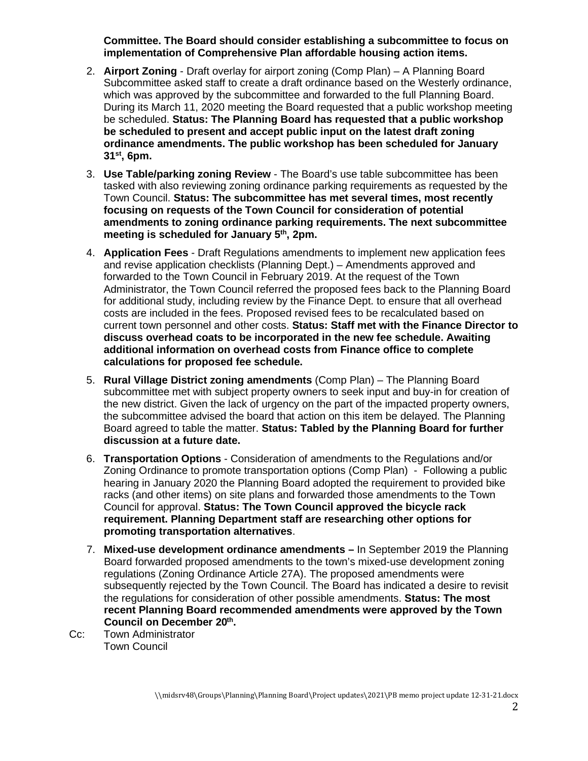**Committee. The Board should consider establishing a subcommittee to focus on implementation of Comprehensive Plan affordable housing action items.**

2. **Airport Zoning** - Draft overlay for airport zoning (Comp Plan) – A Planning Board Subcommittee asked staff to create a draft ordinance based on the Westerly ordinance, which was approved by the subcommittee and forwarded to the full Planning Board. During its March 11, 2020 meeting the Board requested that a public workshop meeting be scheduled. **Status: The Planning Board has requested that a public workshop be scheduled to present and accept public input on the latest draft zoning ordinance amendments. The public workshop has been scheduled for January 31st, 6pm.**

3. **Use Table/parking zoning Review** - The Board's use table subcommittee has been tasked with also reviewing zoning ordinance parking requirements as requested by the Town Council. **Status: The subcommittee has met several times, most recently focusing on requests of the Town Council for consideration of potential amendments to zoning ordinance parking requirements. The next subcommittee meeting is scheduled for January 5th, 2pm.**

4. **Application Fees** - Draft Regulations amendments to implement new application fees and revise application checklists (Planning Dept.) – Amendments approved and forwarded to the Town Council in February 2019. At the request of the Town Administrator, the Town Council referred the proposed fees back to the Planning Board for additional study, including review by the Finance Dept. to ensure that all overhead costs are included in the fees. Proposed revised fees to be recalculated based on current town personnel and other costs. **Status: Staff met with the Finance Director to discuss overhead coats to be incorporated in the new fee schedule. Awaiting additional information on overhead costs from Finance office to complete calculations for proposed fee schedule.**

5. **Rural Village District zoning amendments** (Comp Plan) – The Planning Board subcommittee met with subject property owners to seek input and buy-in for creation of the new district. Given the lack of urgency on the part of the impacted property owners, the subcommittee advised the board that action on this item be delayed. The Planning Board agreed to table the matter. **Status: Tabled by the Planning Board for further discussion at a future date.**

6. **Transportation Options** - Consideration of amendments to the Regulations and/or Zoning Ordinance to promote transportation options (Comp Plan) - Following a public hearing in January 2020 the Planning Board adopted the requirement to provided bike racks (and other items) on site plans and forwarded those amendments to the Town Council for approval. **Status: The Town Council approved the bicycle rack requirement. Planning Department staff are researching other options for promoting transportation alternatives**.

7. **Mixed-use development ordinance amendments –** In September 2019 the Planning Board forwarded proposed amendments to the town's mixed-use development zoning regulations (Zoning Ordinance Article 27A). The proposed amendments were subsequently rejected by the Town Council. The Board has indicated a desire to revisit the regulations for consideration of other possible amendments. **Status: The most recent Planning Board recommended amendments were approved by the Town Council on December 20th.**

Cc: Town Administrator
Town Council

\\midsrv48\Groups\Planning\Planning Board\Project updates\2021\PB memo project update 12-31-21.docx